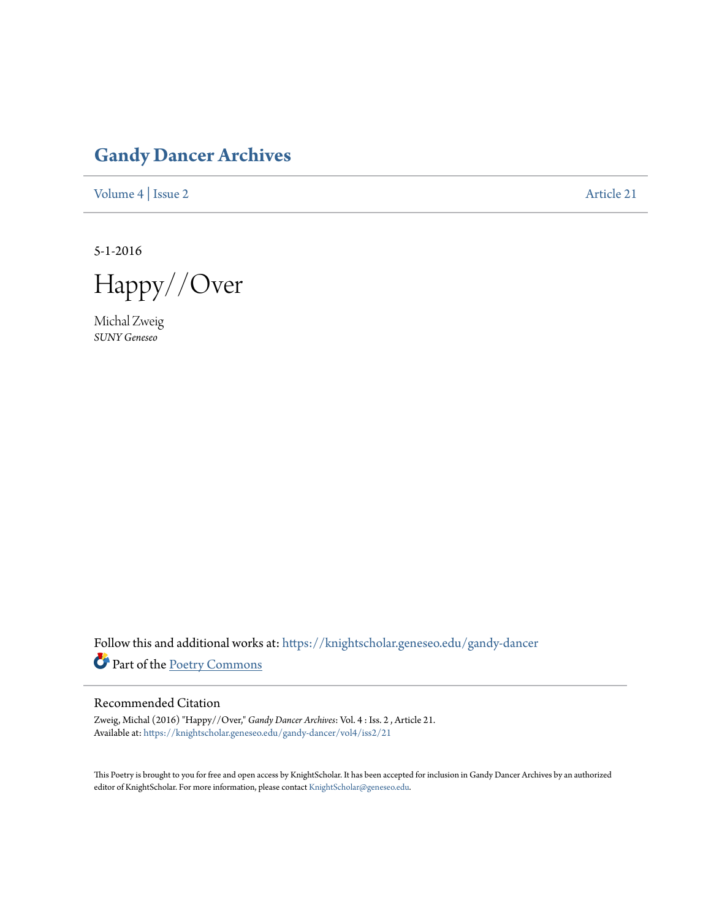# Gandy Dancer Archives

Volume 4 | Issue 2 — Article 21

5-1-2016

# Happy//Over

Michal Zweig
*SUNY Geneseo*

Follow this and additional works at: https://knightscholar.geneseo.edu/gandy-dancer

Part of the Poetry Commons

## Recommended Citation

Zweig, Michal (2016) "Happy//Over," *Gandy Dancer Archives*: Vol. 4 : Iss. 2 , Article 21.
Available at: https://knightscholar.geneseo.edu/gandy-dancer/vol4/iss2/21

This Poetry is brought to you for free and open access by KnightScholar. It has been accepted for inclusion in Gandy Dancer Archives by an authorized editor of KnightScholar. For more information, please contact KnightScholar@geneseo.edu.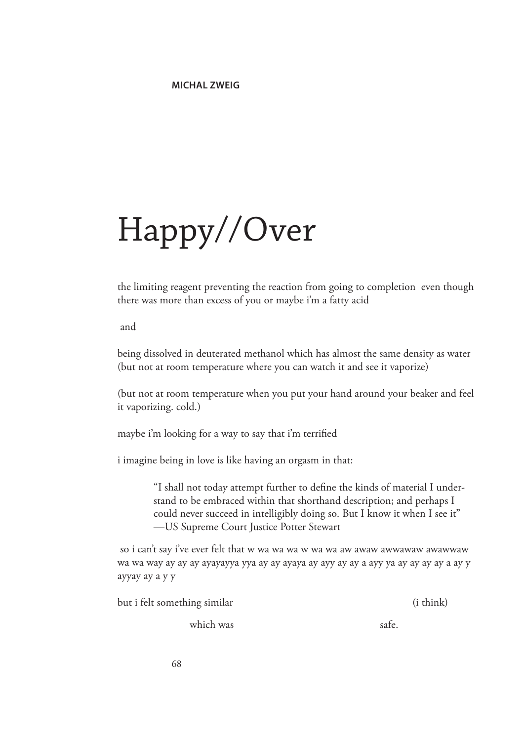**MICHAL ZWEIG**

# Happy//Over

the limiting reagent preventing the reaction from going to completion  even though there was more than excess of you or maybe i'm a fatty acid

 and

being dissolved in deuterated methanol which has almost the same density as water (but not at room temperature where you can watch it and see it vaporize)

(but not at room temperature when you put your hand around your beaker and feel it vaporizing. cold.)

maybe i'm looking for a way to say that i'm terrified

i imagine being in love is like having an orgasm in that:

> "I shall not today attempt further to define the kinds of material I understand to be embraced within that shorthand description; and perhaps I could never succeed in intelligibly doing so. But I know it when I see it"
> —US Supreme Court Justice Potter Stewart

 so i can't say i've ever felt that w wa wa wa w wa wa aw awaw awwawaw awawwaw wa wa way ay ay ay ayayayya yya ay ay ayaya ay ayy ay ay a ayy ya ay ay ay ay a ay y ayyay ay a y y

but i felt something similar                                                     (i think)

                    which was                                                    safe.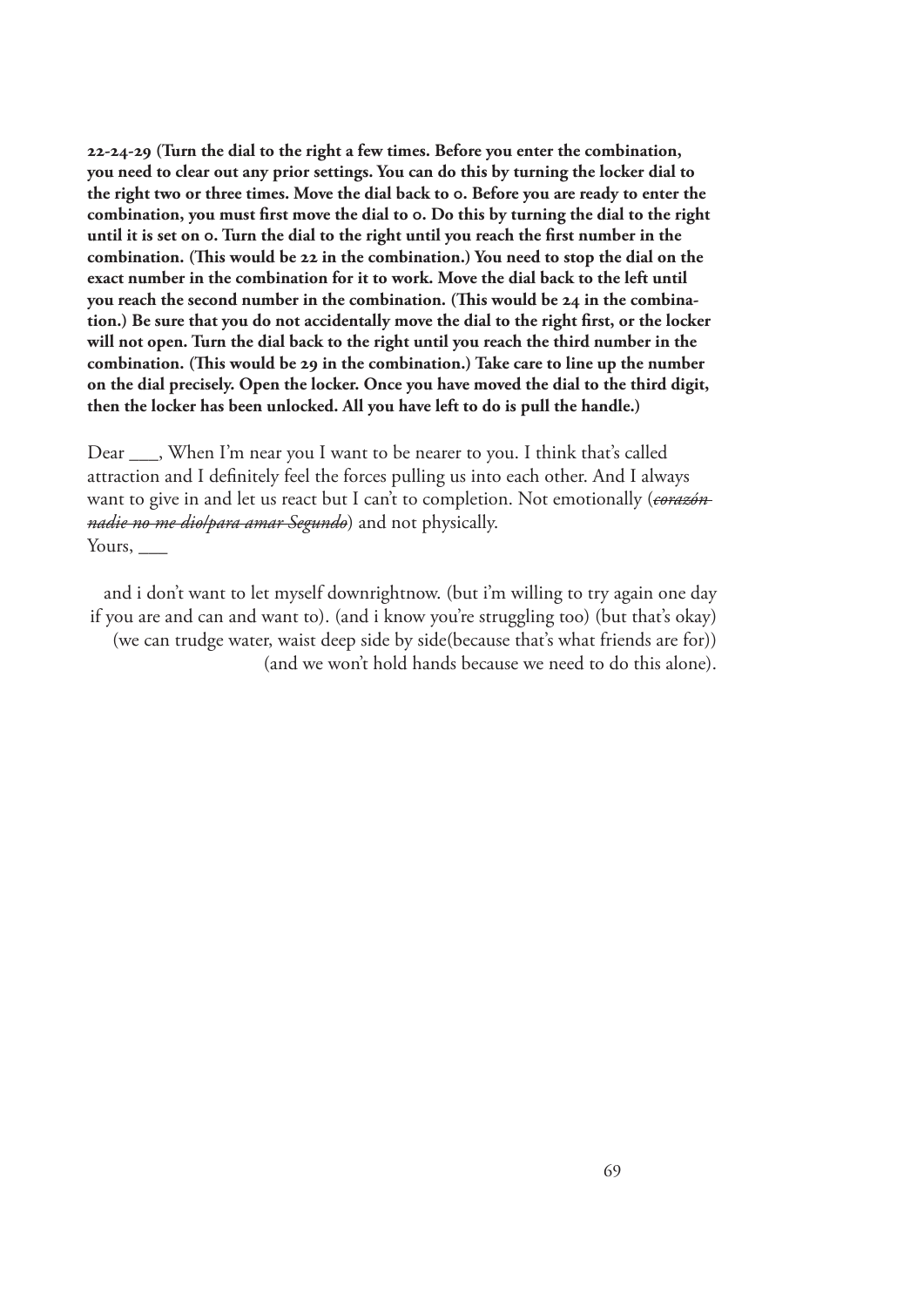**22-24-29 (Turn the dial to the right a few times. Before you enter the combination, you need to clear out any prior settings. You can do this by turning the locker dial to the right two or three times. Move the dial back to 0. Before you are ready to enter the combination, you must first move the dial to 0. Do this by turning the dial to the right until it is set on 0. Turn the dial to the right until you reach the first number in the combination. (This would be 22 in the combination.) You need to stop the dial on the exact number in the combination for it to work. Move the dial back to the left until you reach the second number in the combination. (This would be 24 in the combination.) Be sure that you do not accidentally move the dial to the right first, or the locker will not open. Turn the dial back to the right until you reach the third number in the combination. (This would be 29 in the combination.) Take care to line up the number on the dial precisely. Open the locker. Once you have moved the dial to the third digit, then the locker has been unlocked. All you have left to do is pull the handle.)**

Dear ___, When I'm near you I want to be nearer to you. I think that's called attraction and I definitely feel the forces pulling us into each other. And I always want to give in and let us react but I can't to completion. Not emotionally (*~~corazón nadie no me dio/para amar Segundo~~*) and not physically.
Yours, ___

and i don't want to let myself downrightnow. (but i'm willing to try again one day
if you are and can and want to). (and i know you're struggling too) (but that's okay)
(we can trudge water, waist deep side by side(because that's what friends are for))
(and we won't hold hands because we need to do this alone).